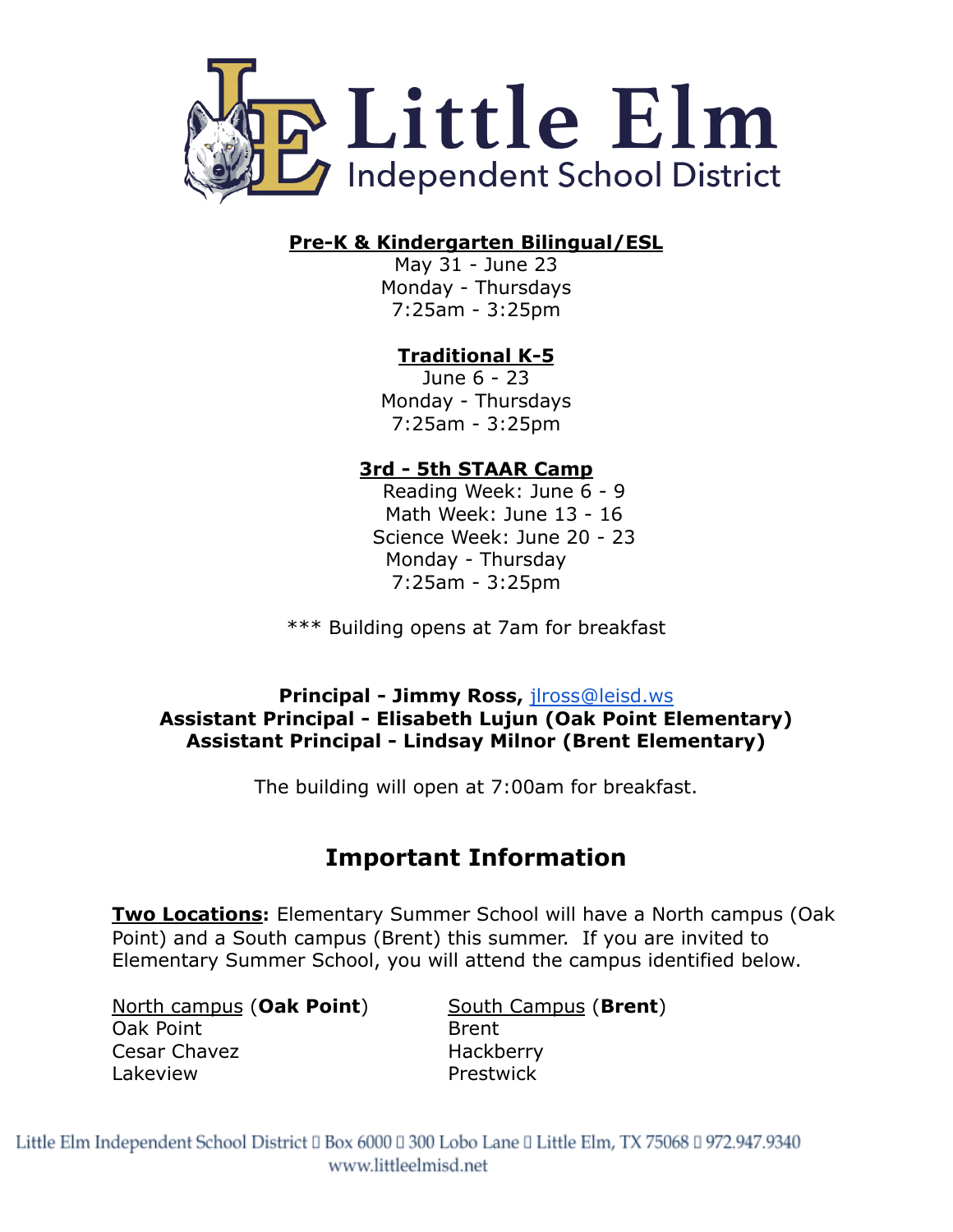# Little Elm Independent School District

**Pre-K & Kindergarten Bilingual/ESL**

May 31 - June 23
Monday - Thursdays
7:25am - 3:25pm

**Traditional K-5**

June 6 - 23
Monday - Thursdays
7:25am - 3:25pm

**3rd - 5th STAAR Camp**

Reading Week: June 6 - 9
Math Week: June 13 - 16
Science Week: June 20 - 23
Monday - Thursday
7:25am - 3:25pm

*** Building opens at 7am for breakfast

**Principal - Jimmy Ross,** jlross@leisd.ws
**Assistant Principal - Elisabeth Lujun (Oak Point Elementary)**
**Assistant Principal - Lindsay Milnor (Brent Elementary)**

The building will open at 7:00am for breakfast.

## Important Information

**Two Locations:** Elementary Summer School will have a North campus (Oak Point) and a South campus (Brent) this summer. If you are invited to Elementary Summer School, you will attend the campus identified below.

North campus (**Oak Point**)
- Oak Point
- Cesar Chavez
- Lakeview

South Campus (**Brent**)
- Brent
- Hackberry
- Prestwick

Little Elm Independent School District  Box 6000  300 Lobo Lane  Little Elm, TX 75068  972.947.9340
www.littleelmisd.net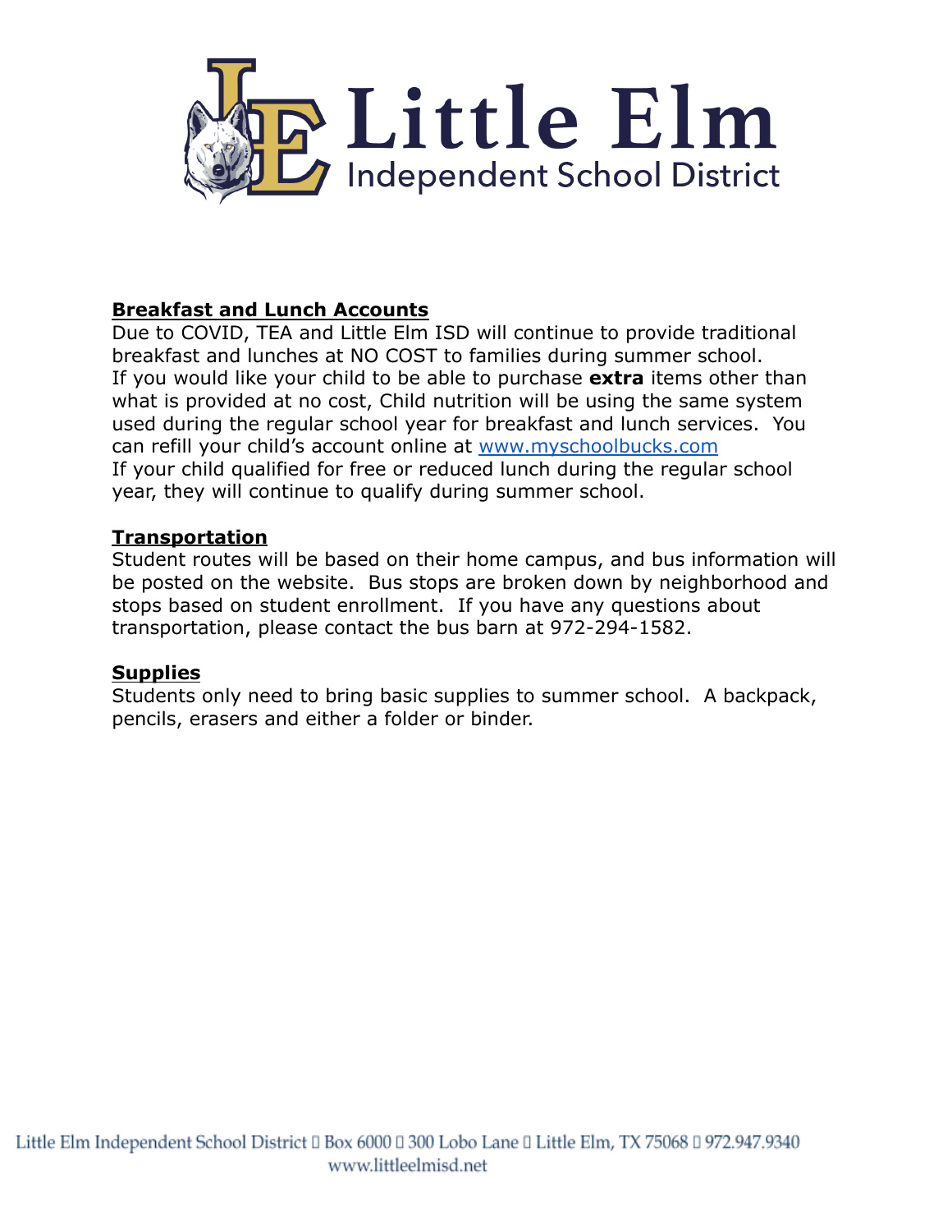## Breakfast and Lunch Accounts

Due to COVID, TEA and Little Elm ISD will continue to provide traditional breakfast and lunches at NO COST to families during summer school.
If you would like your child to be able to purchase **extra** items other than what is provided at no cost, Child nutrition will be using the same system used during the regular school year for breakfast and lunch services. You can refill your child's account online at [www.myschoolbucks.com](http://www.myschoolbucks.com)
If your child qualified for free or reduced lunch during the regular school year, they will continue to qualify during summer school.

## Transportation

Student routes will be based on their home campus, and bus information will be posted on the website. Bus stops are broken down by neighborhood and stops based on student enrollment. If you have any questions about transportation, please contact the bus barn at 972-294-1582.

## Supplies

Students only need to bring basic supplies to summer school. A backpack, pencils, erasers and either a folder or binder.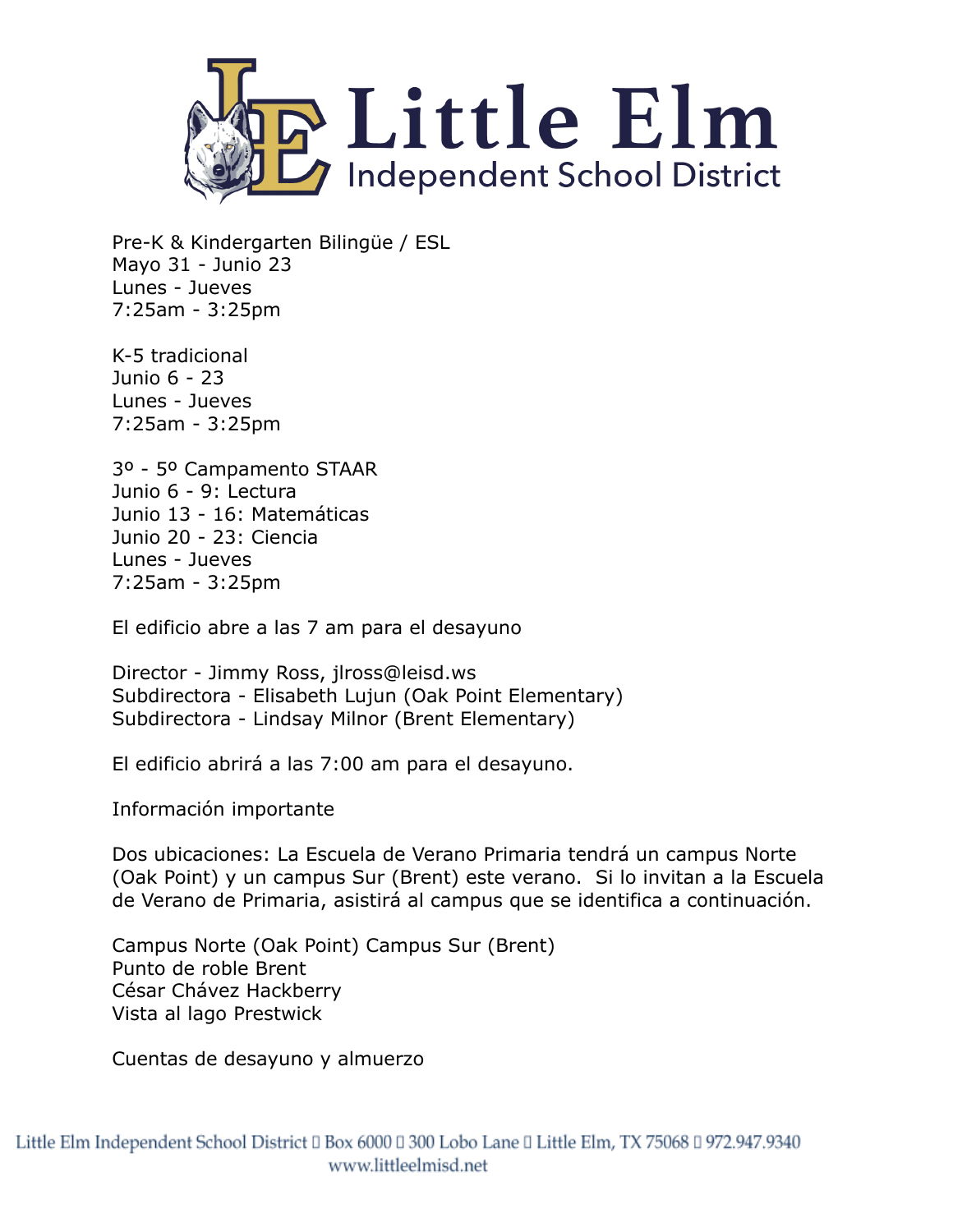Pre-K & Kindergarten Bilingüe / ESL
Mayo 31 - Junio 23
Lunes - Jueves
7:25am - 3:25pm

K-5 tradicional
Junio 6 - 23
Lunes - Jueves
7:25am - 3:25pm

3º - 5º Campamento STAAR
Junio 6 - 9: Lectura
Junio 13 - 16: Matemáticas
Junio 20 - 23: Ciencia
Lunes - Jueves
7:25am - 3:25pm

El edificio abre a las 7 am para el desayuno

Director - Jimmy Ross, jlross@leisd.ws
Subdirectora - Elisabeth Lujun (Oak Point Elementary)
Subdirectora - Lindsay Milnor (Brent Elementary)

El edificio abrirá a las 7:00 am para el desayuno.

Información importante

Dos ubicaciones: La Escuela de Verano Primaria tendrá un campus Norte (Oak Point) y un campus Sur (Brent) este verano. Si lo invitan a la Escuela de Verano de Primaria, asistirá al campus que se identifica a continuación.

| Campus Norte (Oak Point) | Campus Sur (Brent) |
|---|---|
| Punto de roble | Brent |
| César Chávez | Hackberry |
| Vista al lago | Prestwick |

Cuentas de desayuno y almuerzo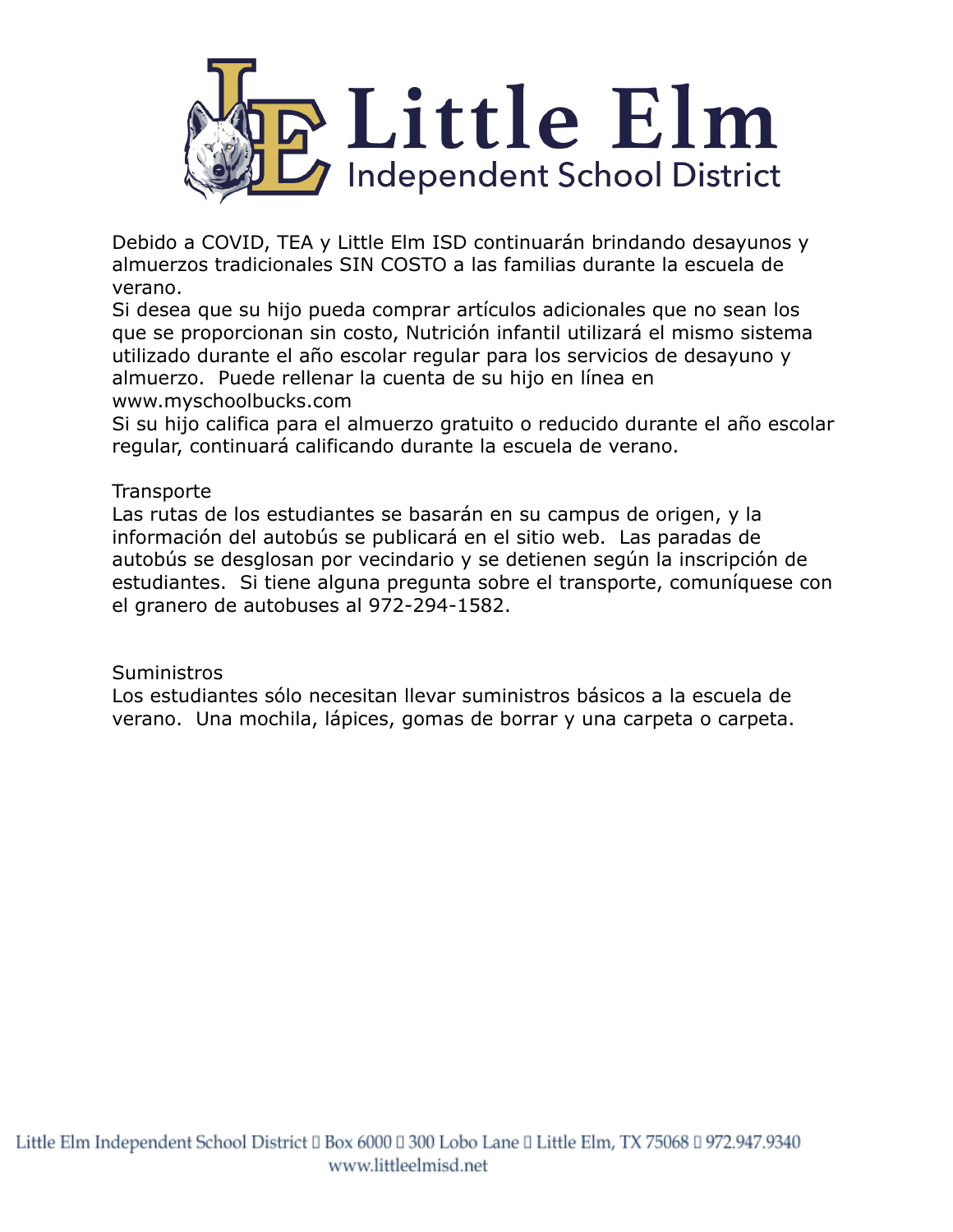Debido a COVID, TEA y Little Elm ISD continuarán brindando desayunos y almuerzos tradicionales SIN COSTO a las familias durante la escuela de verano.

Si desea que su hijo pueda comprar artículos adicionales que no sean los que se proporcionan sin costo, Nutrición infantil utilizará el mismo sistema utilizado durante el año escolar regular para los servicios de desayuno y almuerzo. Puede rellenar la cuenta de su hijo en línea en www.myschoolbucks.com

Si su hijo califica para el almuerzo gratuito o reducido durante el año escolar regular, continuará calificando durante la escuela de verano.

Transporte

Las rutas de los estudiantes se basarán en su campus de origen, y la información del autobús se publicará en el sitio web. Las paradas de autobús se desglosan por vecindario y se detienen según la inscripción de estudiantes. Si tiene alguna pregunta sobre el transporte, comuníquese con el granero de autobuses al 972-294-1582.

Suministros

Los estudiantes sólo necesitan llevar suministros básicos a la escuela de verano. Una mochila, lápices, gomas de borrar y una carpeta o carpeta.